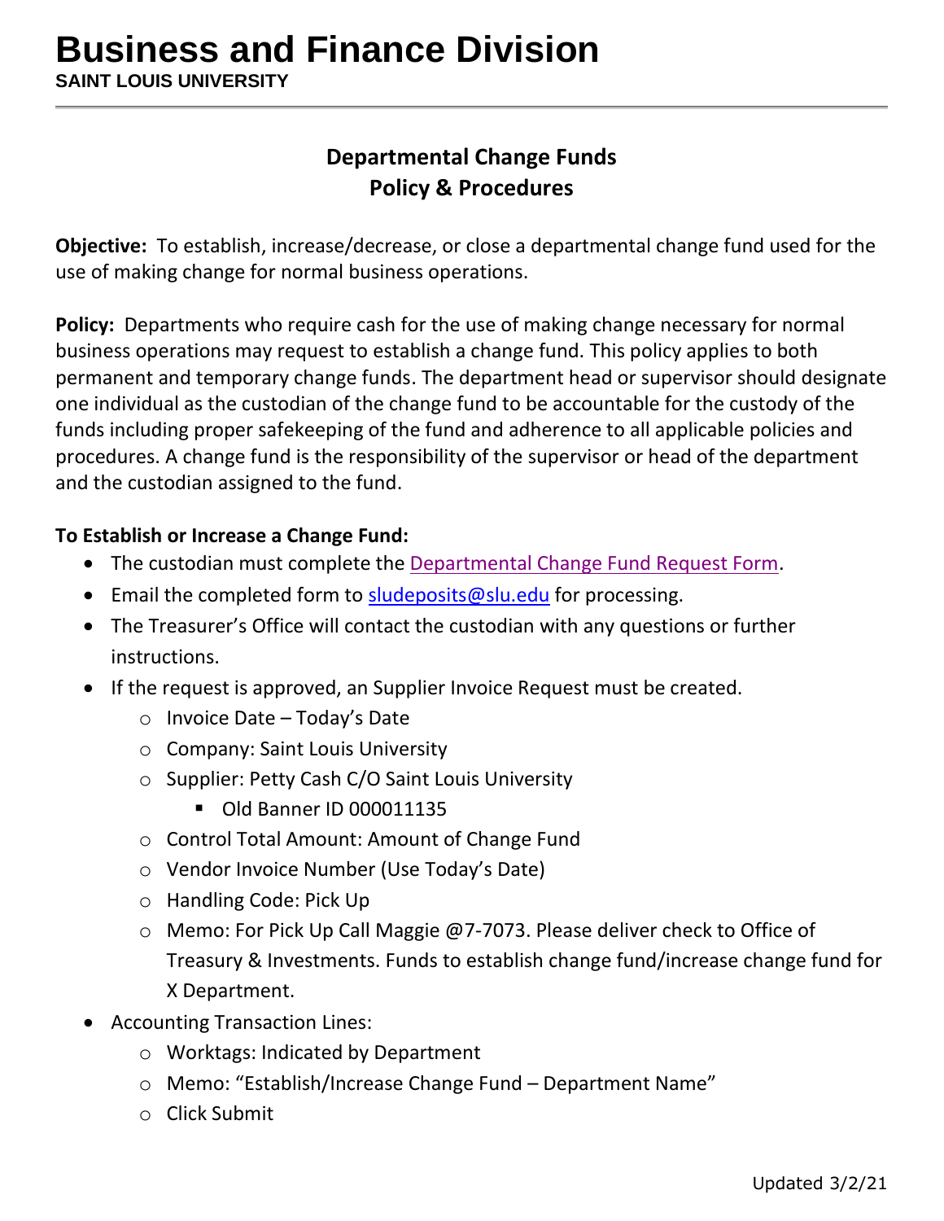# Business and Finance Division

**SAINT LOUIS UNIVERSITY**

## Departmental Change Funds
## Policy & Procedures

**Objective:** To establish, increase/decrease, or close a departmental change fund used for the use of making change for normal business operations.

**Policy:** Departments who require cash for the use of making change necessary for normal business operations may request to establish a change fund. This policy applies to both permanent and temporary change funds. The department head or supervisor should designate one individual as the custodian of the change fund to be accountable for the custody of the funds including proper safekeeping of the fund and adherence to all applicable policies and procedures. A change fund is the responsibility of the supervisor or head of the department and the custodian assigned to the fund.

**To Establish or Increase a Change Fund:**

- The custodian must complete the Departmental Change Fund Request Form.
- Email the completed form to sludeposits@slu.edu for processing.
- The Treasurer's Office will contact the custodian with any questions or further instructions.
- If the request is approved, an Supplier Invoice Request must be created.
  - Invoice Date – Today's Date
  - Company: Saint Louis University
  - Supplier: Petty Cash C/O Saint Louis University
    - Old Banner ID 000011135
  - Control Total Amount: Amount of Change Fund
  - Vendor Invoice Number (Use Today's Date)
  - Handling Code: Pick Up
  - Memo: For Pick Up Call Maggie @7-7073. Please deliver check to Office of Treasury & Investments. Funds to establish change fund/increase change fund for X Department.
- Accounting Transaction Lines:
  - Worktags: Indicated by Department
  - Memo: "Establish/Increase Change Fund – Department Name"
  - Click Submit

Updated 3/2/21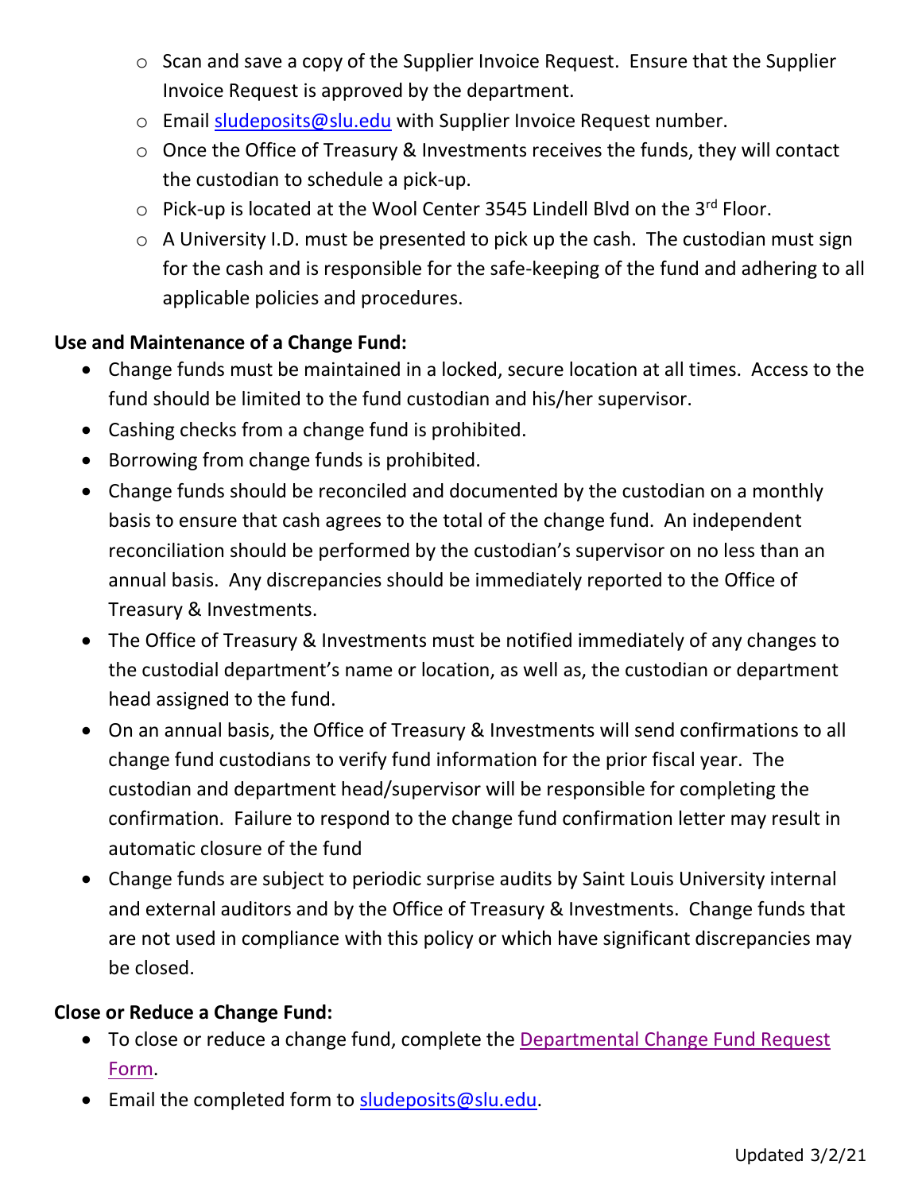- Scan and save a copy of the Supplier Invoice Request. Ensure that the Supplier Invoice Request is approved by the department.
  - Email [sludeposits@slu.edu](mailto:sludeposits@slu.edu) with Supplier Invoice Request number.
  - Once the Office of Treasury & Investments receives the funds, they will contact the custodian to schedule a pick-up.
  - Pick-up is located at the Wool Center 3545 Lindell Blvd on the 3rd Floor.
  - A University I.D. must be presented to pick up the cash. The custodian must sign for the cash and is responsible for the safe-keeping of the fund and adhering to all applicable policies and procedures.

**Use and Maintenance of a Change Fund:**

- Change funds must be maintained in a locked, secure location at all times. Access to the fund should be limited to the fund custodian and his/her supervisor.
- Cashing checks from a change fund is prohibited.
- Borrowing from change funds is prohibited.
- Change funds should be reconciled and documented by the custodian on a monthly basis to ensure that cash agrees to the total of the change fund. An independent reconciliation should be performed by the custodian's supervisor on no less than an annual basis. Any discrepancies should be immediately reported to the Office of Treasury & Investments.
- The Office of Treasury & Investments must be notified immediately of any changes to the custodial department's name or location, as well as, the custodian or department head assigned to the fund.
- On an annual basis, the Office of Treasury & Investments will send confirmations to all change fund custodians to verify fund information for the prior fiscal year. The custodian and department head/supervisor will be responsible for completing the confirmation. Failure to respond to the change fund confirmation letter may result in automatic closure of the fund
- Change funds are subject to periodic surprise audits by Saint Louis University internal and external auditors and by the Office of Treasury & Investments. Change funds that are not used in compliance with this policy or which have significant discrepancies may be closed.

**Close or Reduce a Change Fund:**

- To close or reduce a change fund, complete the Departmental Change Fund Request Form.
- Email the completed form to [sludeposits@slu.edu](mailto:sludeposits@slu.edu).

Updated 3/2/21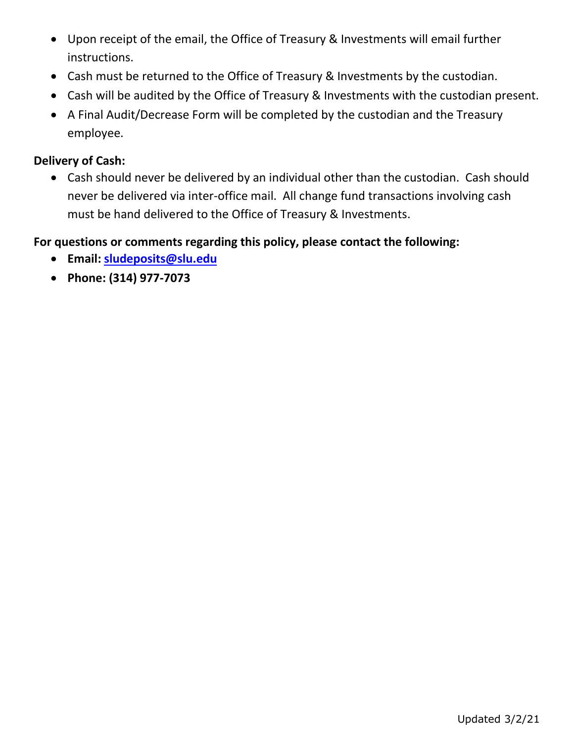- Upon receipt of the email, the Office of Treasury & Investments will email further instructions.
- Cash must be returned to the Office of Treasury & Investments by the custodian.
- Cash will be audited by the Office of Treasury & Investments with the custodian present.
- A Final Audit/Decrease Form will be completed by the custodian and the Treasury employee.

**Delivery of Cash:**

- Cash should never be delivered by an individual other than the custodian. Cash should never be delivered via inter-office mail. All change fund transactions involving cash must be hand delivered to the Office of Treasury & Investments.

**For questions or comments regarding this policy, please contact the following:**

- **Email: sludeposits@slu.edu**
- **Phone: (314) 977-7073**

Updated 3/2/21